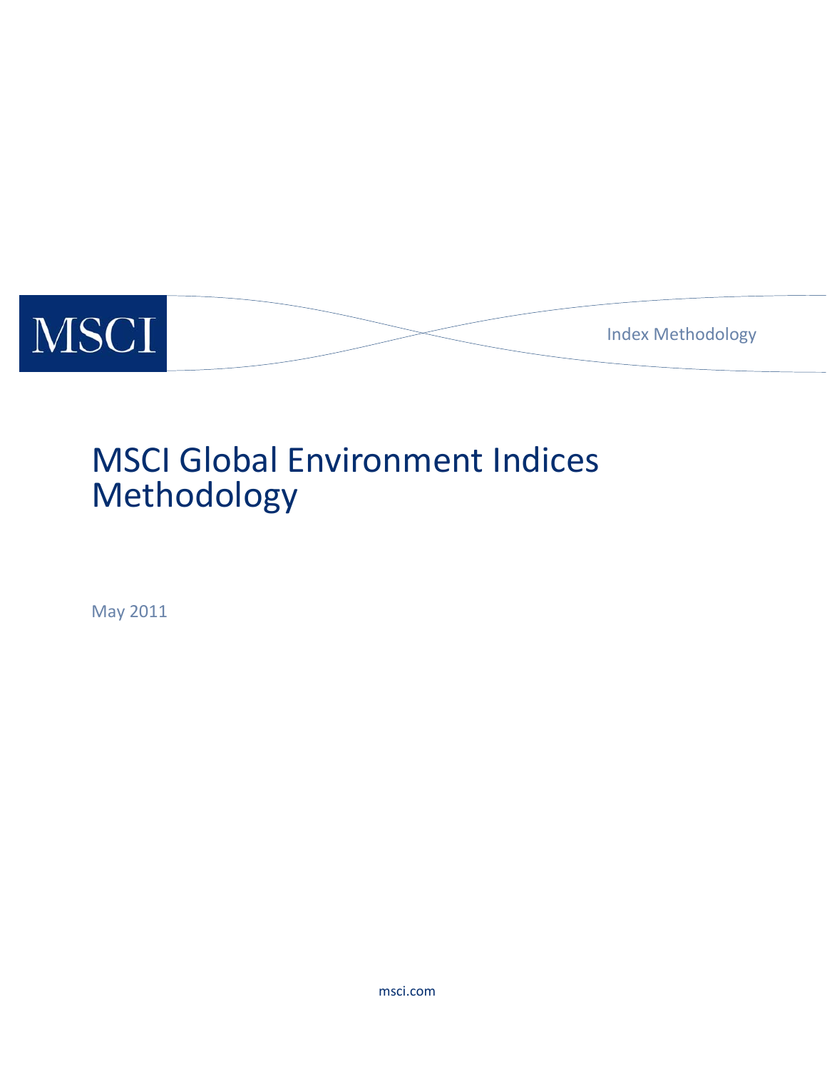MSCI

Index Methodology

# MSCI Global Environment Indices Methodology

May 2011

msci.com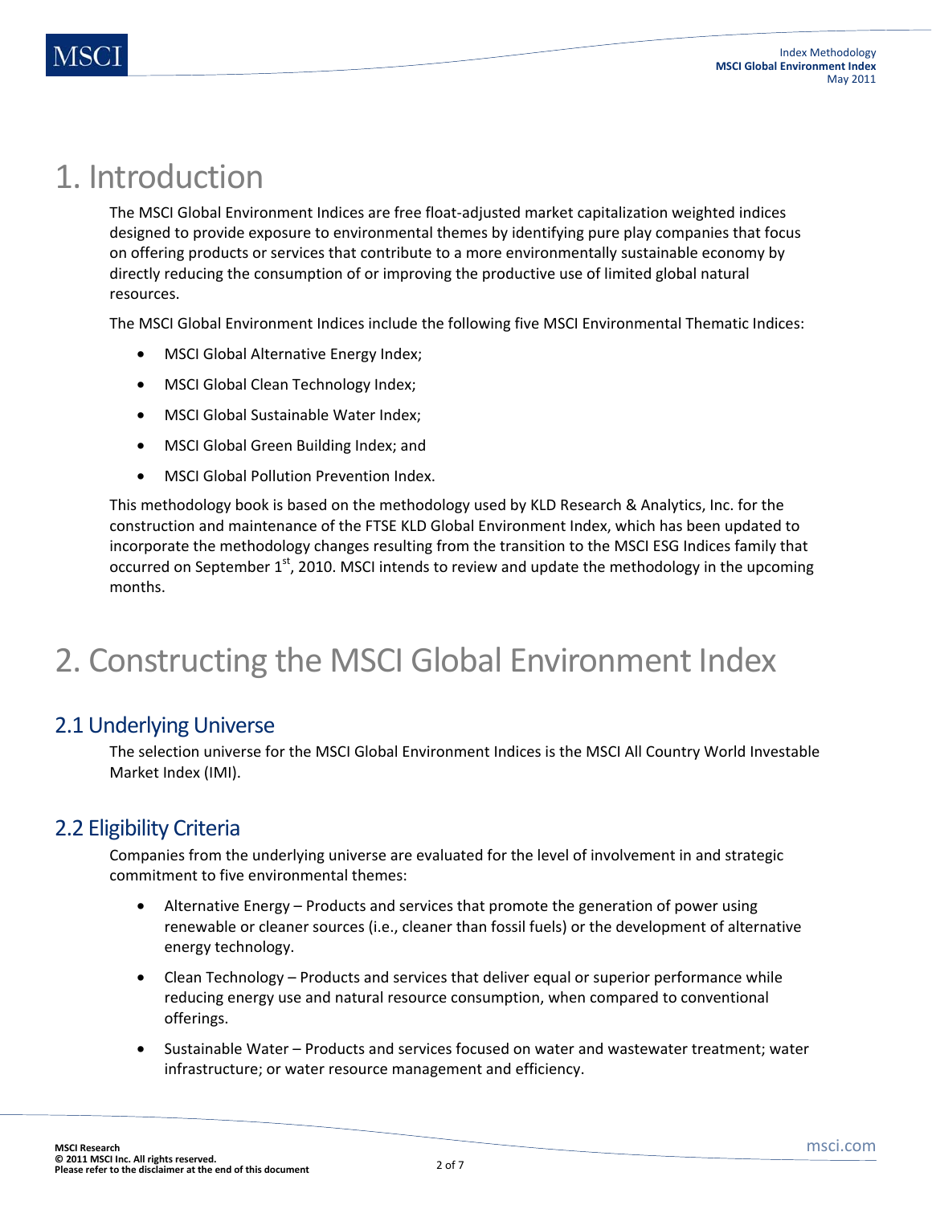# 1. Introduction

The MSCI Global Environment Indices are free float-adjusted market capitalization weighted indices designed to provide exposure to environmental themes by identifying pure play companies that focus on offering products or services that contribute to a more environmentally sustainable economy by directly reducing the consumption of or improving the productive use of limited global natural resources.

The MSCI Global Environment Indices include the following five MSCI Environmental Thematic Indices:

- MSCI Global Alternative Energy Index;
- MSCI Global Clean Technology Index;
- MSCI Global Sustainable Water Index;
- MSCI Global Green Building Index; and
- MSCI Global Pollution Prevention Index.

This methodology book is based on the methodology used by KLD Research & Analytics, Inc. for the construction and maintenance of the FTSE KLD Global Environment Index, which has been updated to incorporate the methodology changes resulting from the transition to the MSCI ESG Indices family that occurred on September 1st, 2010. MSCI intends to review and update the methodology in the upcoming months.

# 2. Constructing the MSCI Global Environment Index

## 2.1 Underlying Universe

The selection universe for the MSCI Global Environment Indices is the MSCI All Country World Investable Market Index (IMI).

## 2.2 Eligibility Criteria

Companies from the underlying universe are evaluated for the level of involvement in and strategic commitment to five environmental themes:

- Alternative Energy – Products and services that promote the generation of power using renewable or cleaner sources (i.e., cleaner than fossil fuels) or the development of alternative energy technology.
- Clean Technology – Products and services that deliver equal or superior performance while reducing energy use and natural resource consumption, when compared to conventional offerings.
- Sustainable Water – Products and services focused on water and wastewater treatment; water infrastructure; or water resource management and efficiency.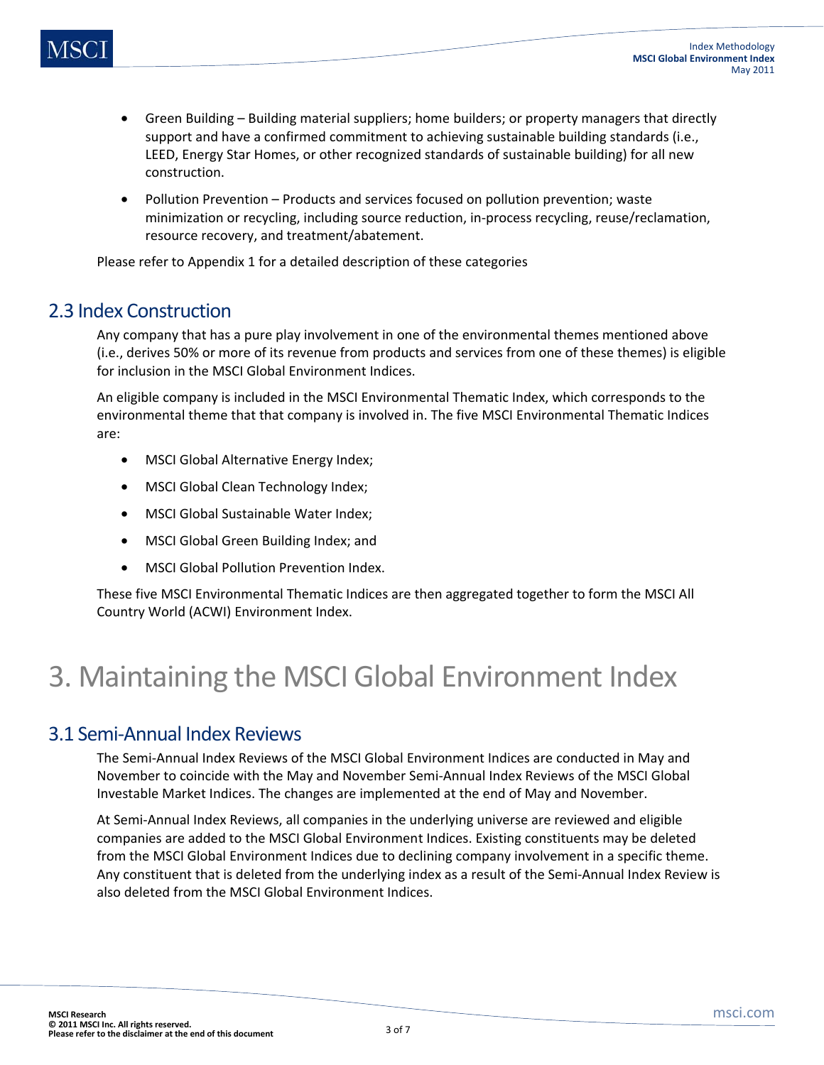- Green Building – Building material suppliers; home builders; or property managers that directly support and have a confirmed commitment to achieving sustainable building standards (i.e., LEED, Energy Star Homes, or other recognized standards of sustainable building) for all new construction.
- Pollution Prevention – Products and services focused on pollution prevention; waste minimization or recycling, including source reduction, in-process recycling, reuse/reclamation, resource recovery, and treatment/abatement.

Please refer to Appendix 1 for a detailed description of these categories

## 2.3 Index Construction

Any company that has a pure play involvement in one of the environmental themes mentioned above (i.e., derives 50% or more of its revenue from products and services from one of these themes) is eligible for inclusion in the MSCI Global Environment Indices.

An eligible company is included in the MSCI Environmental Thematic Index, which corresponds to the environmental theme that that company is involved in. The five MSCI Environmental Thematic Indices are:

- MSCI Global Alternative Energy Index;
- MSCI Global Clean Technology Index;
- MSCI Global Sustainable Water Index;
- MSCI Global Green Building Index; and
- MSCI Global Pollution Prevention Index.

These five MSCI Environmental Thematic Indices are then aggregated together to form the MSCI All Country World (ACWI) Environment Index.

# 3. Maintaining the MSCI Global Environment Index

## 3.1 Semi-Annual Index Reviews

The Semi-Annual Index Reviews of the MSCI Global Environment Indices are conducted in May and November to coincide with the May and November Semi-Annual Index Reviews of the MSCI Global Investable Market Indices. The changes are implemented at the end of May and November.

At Semi-Annual Index Reviews, all companies in the underlying universe are reviewed and eligible companies are added to the MSCI Global Environment Indices. Existing constituents may be deleted from the MSCI Global Environment Indices due to declining company involvement in a specific theme. Any constituent that is deleted from the underlying index as a result of the Semi-Annual Index Review is also deleted from the MSCI Global Environment Indices.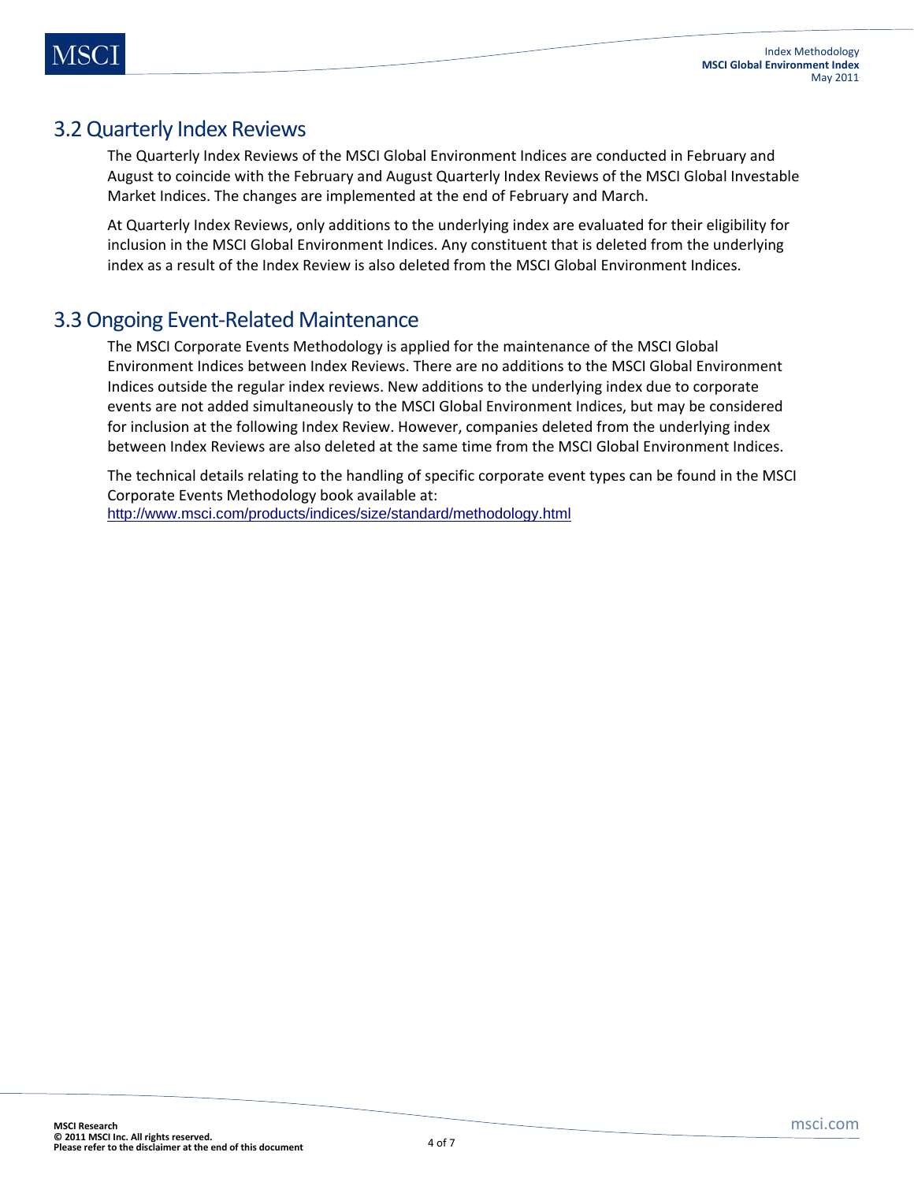## 3.2 Quarterly Index Reviews

The Quarterly Index Reviews of the MSCI Global Environment Indices are conducted in February and August to coincide with the February and August Quarterly Index Reviews of the MSCI Global Investable Market Indices. The changes are implemented at the end of February and March.

At Quarterly Index Reviews, only additions to the underlying index are evaluated for their eligibility for inclusion in the MSCI Global Environment Indices. Any constituent that is deleted from the underlying index as a result of the Index Review is also deleted from the MSCI Global Environment Indices.

## 3.3 Ongoing Event-Related Maintenance

The MSCI Corporate Events Methodology is applied for the maintenance of the MSCI Global Environment Indices between Index Reviews. There are no additions to the MSCI Global Environment Indices outside the regular index reviews. New additions to the underlying index due to corporate events are not added simultaneously to the MSCI Global Environment Indices, but may be considered for inclusion at the following Index Review. However, companies deleted from the underlying index between Index Reviews are also deleted at the same time from the MSCI Global Environment Indices.

The technical details relating to the handling of specific corporate event types can be found in the MSCI Corporate Events Methodology book available at:
http://www.msci.com/products/indices/size/standard/methodology.html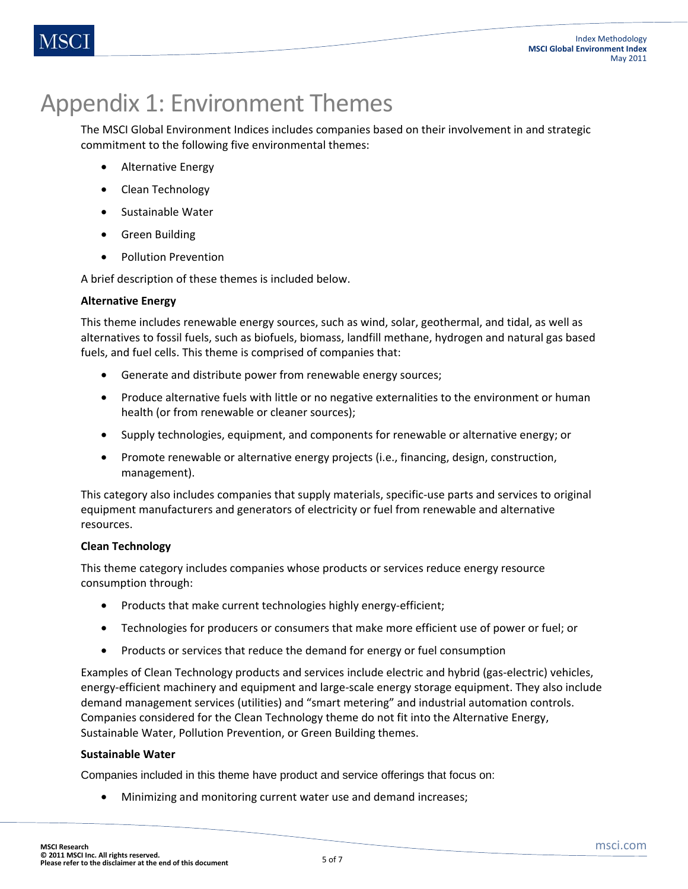# Appendix 1: Environment Themes

The MSCI Global Environment Indices includes companies based on their involvement in and strategic commitment to the following five environmental themes:

- Alternative Energy
- Clean Technology
- Sustainable Water
- Green Building
- Pollution Prevention

A brief description of these themes is included below.

**Alternative Energy**

This theme includes renewable energy sources, such as wind, solar, geothermal, and tidal, as well as alternatives to fossil fuels, such as biofuels, biomass, landfill methane, hydrogen and natural gas based fuels, and fuel cells. This theme is comprised of companies that:

- Generate and distribute power from renewable energy sources;
- Produce alternative fuels with little or no negative externalities to the environment or human health (or from renewable or cleaner sources);
- Supply technologies, equipment, and components for renewable or alternative energy; or
- Promote renewable or alternative energy projects (i.e., financing, design, construction, management).

This category also includes companies that supply materials, specific-use parts and services to original equipment manufacturers and generators of electricity or fuel from renewable and alternative resources.

**Clean Technology**

This theme category includes companies whose products or services reduce energy resource consumption through:

- Products that make current technologies highly energy-efficient;
- Technologies for producers or consumers that make more efficient use of power or fuel; or
- Products or services that reduce the demand for energy or fuel consumption

Examples of Clean Technology products and services include electric and hybrid (gas-electric) vehicles, energy-efficient machinery and equipment and large-scale energy storage equipment. They also include demand management services (utilities) and "smart metering" and industrial automation controls. Companies considered for the Clean Technology theme do not fit into the Alternative Energy, Sustainable Water, Pollution Prevention, or Green Building themes.

**Sustainable Water**

Companies included in this theme have product and service offerings that focus on:

- Minimizing and monitoring current water use and demand increases;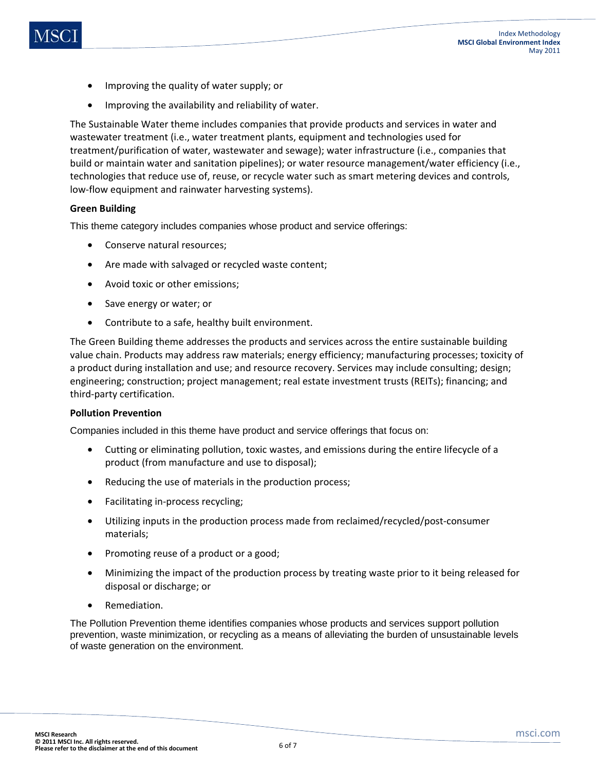- Improving the quality of water supply; or
- Improving the availability and reliability of water.

The Sustainable Water theme includes companies that provide products and services in water and wastewater treatment (i.e., water treatment plants, equipment and technologies used for treatment/purification of water, wastewater and sewage); water infrastructure (i.e., companies that build or maintain water and sanitation pipelines); or water resource management/water efficiency (i.e., technologies that reduce use of, reuse, or recycle water such as smart metering devices and controls, low-flow equipment and rainwater harvesting systems).

**Green Building**

This theme category includes companies whose product and service offerings:

- Conserve natural resources;
- Are made with salvaged or recycled waste content;
- Avoid toxic or other emissions;
- Save energy or water; or
- Contribute to a safe, healthy built environment.

The Green Building theme addresses the products and services across the entire sustainable building value chain. Products may address raw materials; energy efficiency; manufacturing processes; toxicity of a product during installation and use; and resource recovery. Services may include consulting; design; engineering; construction; project management; real estate investment trusts (REITs); financing; and third-party certification.

**Pollution Prevention**

Companies included in this theme have product and service offerings that focus on:

- Cutting or eliminating pollution, toxic wastes, and emissions during the entire lifecycle of a product (from manufacture and use to disposal);
- Reducing the use of materials in the production process;
- Facilitating in-process recycling;
- Utilizing inputs in the production process made from reclaimed/recycled/post-consumer materials;
- Promoting reuse of a product or a good;
- Minimizing the impact of the production process by treating waste prior to it being released for disposal or discharge; or
- Remediation.

The Pollution Prevention theme identifies companies whose products and services support pollution prevention, waste minimization, or recycling as a means of alleviating the burden of unsustainable levels of waste generation on the environment.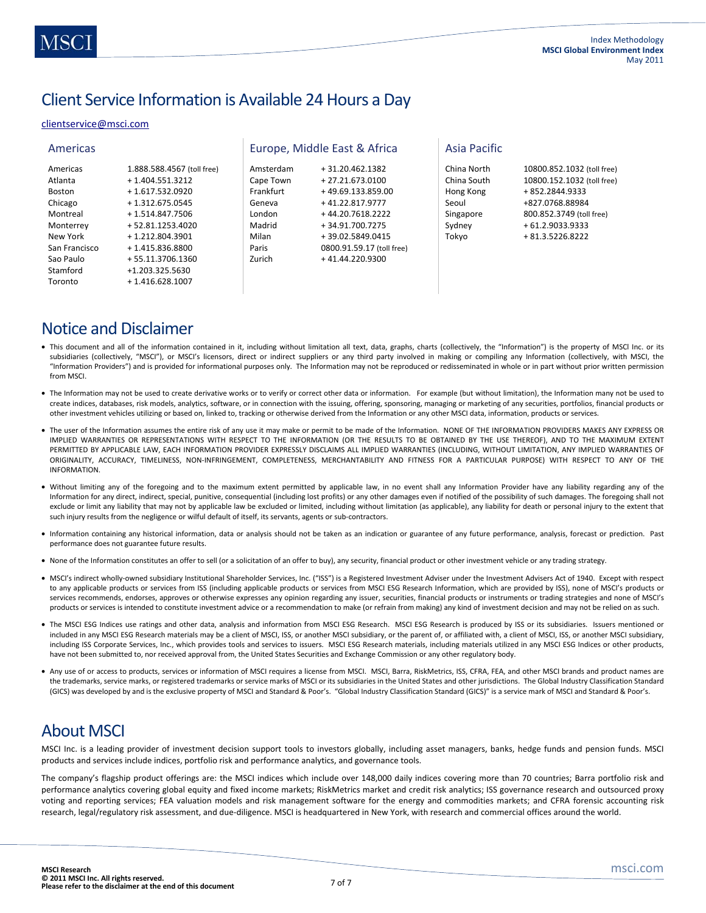# Client Service Information is Available 24 Hours a Day

clientservice@msci.com

## Americas

| | |
|---|---|
| Americas | 1.888.588.4567 (toll free) |
| Atlanta | + 1.404.551.3212 |
| Boston | + 1.617.532.0920 |
| Chicago | + 1.312.675.0545 |
| Montreal | + 1.514.847.7506 |
| Monterrey | + 52.81.1253.4020 |
| New York | + 1.212.804.3901 |
| San Francisco | + 1.415.836.8800 |
| Sao Paulo | + 55.11.3706.1360 |
| Stamford | +1.203.325.5630 |
| Toronto | + 1.416.628.1007 |

## Europe, Middle East & Africa

| | |
|---|---|
| Amsterdam | + 31.20.462.1382 |
| Cape Town | + 27.21.673.0100 |
| Frankfurt | + 49.69.133.859.00 |
| Geneva | + 41.22.817.9777 |
| London | + 44.20.7618.2222 |
| Madrid | + 34.91.700.7275 |
| Milan | + 39.02.5849.0415 |
| Paris | 0800.91.59.17 (toll free) |
| Zurich | + 41.44.220.9300 |

## Asia Pacific

| | |
|---|---|
| China North | 10800.852.1032 (toll free) |
| China South | 10800.152.1032 (toll free) |
| Hong Kong | + 852.2844.9333 |
| Seoul | +827.0768.88984 |
| Singapore | 800.852.3749 (toll free) |
| Sydney | + 61.2.9033.9333 |
| Tokyo | + 81.3.5226.8222 |

# Notice and Disclaimer

- This document and all of the information contained in it, including without limitation all text, data, graphs, charts (collectively, the "Information") is the property of MSCI Inc. or its subsidiaries (collectively, "MSCI"), or MSCI's licensors, direct or indirect suppliers or any third party involved in making or compiling any Information (collectively, with MSCI, the "Information Providers") and is provided for informational purposes only. The Information may not be reproduced or redisseminated in whole or in part without prior written permission from MSCI.
- The Information may not be used to create derivative works or to verify or correct other data or information. For example (but without limitation), the Information many not be used to create indices, databases, risk models, analytics, software, or in connection with the issuing, offering, sponsoring, managing or marketing of any securities, portfolios, financial products or other investment vehicles utilizing or based on, linked to, tracking or otherwise derived from the Information or any other MSCI data, information, products or services.
- The user of the Information assumes the entire risk of any use it may make or permit to be made of the Information. NONE OF THE INFORMATION PROVIDERS MAKES ANY EXPRESS OR IMPLIED WARRANTIES OR REPRESENTATIONS WITH RESPECT TO THE INFORMATION (OR THE RESULTS TO BE OBTAINED BY THE USE THEREOF), AND TO THE MAXIMUM EXTENT PERMITTED BY APPLICABLE LAW, EACH INFORMATION PROVIDER EXPRESSLY DISCLAIMS ALL IMPLIED WARRANTIES (INCLUDING, WITHOUT LIMITATION, ANY IMPLIED WARRANTIES OF ORIGINALITY, ACCURACY, TIMELINESS, NON-INFRINGEMENT, COMPLETENESS, MERCHANTABILITY AND FITNESS FOR A PARTICULAR PURPOSE) WITH RESPECT TO ANY OF THE INFORMATION.
- Without limiting any of the foregoing and to the maximum extent permitted by applicable law, in no event shall any Information Provider have any liability regarding any of the Information for any direct, indirect, special, punitive, consequential (including lost profits) or any other damages even if notified of the possibility of such damages. The foregoing shall not exclude or limit any liability that may not by applicable law be excluded or limited, including without limitation (as applicable), any liability for death or personal injury to the extent that such injury results from the negligence or wilful default of itself, its servants, agents or sub-contractors.
- Information containing any historical information, data or analysis should not be taken as an indication or guarantee of any future performance, analysis, forecast or prediction. Past performance does not guarantee future results.
- None of the Information constitutes an offer to sell (or a solicitation of an offer to buy), any security, financial product or other investment vehicle or any trading strategy.
- MSCI's indirect wholly-owned subsidiary Institutional Shareholder Services, Inc. ("ISS") is a Registered Investment Adviser under the Investment Advisers Act of 1940. Except with respect to any applicable products or services from ISS (including applicable products or services from MSCI ESG Research Information, which are provided by ISS), none of MSCI's products or services recommends, endorses, approves or otherwise expresses any opinion regarding any issuer, securities, financial products or instruments or trading strategies and none of MSCI's products or services is intended to constitute investment advice or a recommendation to make (or refrain from making) any kind of investment decision and may not be relied on as such.
- The MSCI ESG Indices use ratings and other data, analysis and information from MSCI ESG Research. MSCI ESG Research is produced by ISS or its subsidiaries. Issuers mentioned or included in any MSCI ESG Research materials may be a client of MSCI, ISS, or another MSCI subsidiary, or the parent of, or affiliated with, a client of MSCI, ISS, or another MSCI subsidiary, including ISS Corporate Services, Inc., which provides tools and services to issuers. MSCI ESG Research materials, including materials utilized in any MSCI ESG Indices or other products, have not been submitted to, nor received approval from, the United States Securities and Exchange Commission or any other regulatory body.
- Any use of or access to products, services or information of MSCI requires a license from MSCI. MSCI, Barra, RiskMetrics, ISS, CFRA, FEA, and other MSCI brands and product names are the trademarks, service marks, or registered trademarks or service marks of MSCI or its subsidiaries in the United States and other jurisdictions. The Global Industry Classification Standard (GICS) was developed by and is the exclusive property of MSCI and Standard & Poor's. "Global Industry Classification Standard (GICS)" is a service mark of MSCI and Standard & Poor's.

# About MSCI

MSCI Inc. is a leading provider of investment decision support tools to investors globally, including asset managers, banks, hedge funds and pension funds. MSCI products and services include indices, portfolio risk and performance analytics, and governance tools.

The company's flagship product offerings are: the MSCI indices which include over 148,000 daily indices covering more than 70 countries; Barra portfolio risk and performance analytics covering global equity and fixed income markets; RiskMetrics market and credit risk analytics; ISS governance research and outsourced proxy voting and reporting services; FEA valuation models and risk management software for the energy and commodities markets; and CFRA forensic accounting risk research, legal/regulatory risk assessment, and due-diligence. MSCI is headquartered in New York, with research and commercial offices around the world.